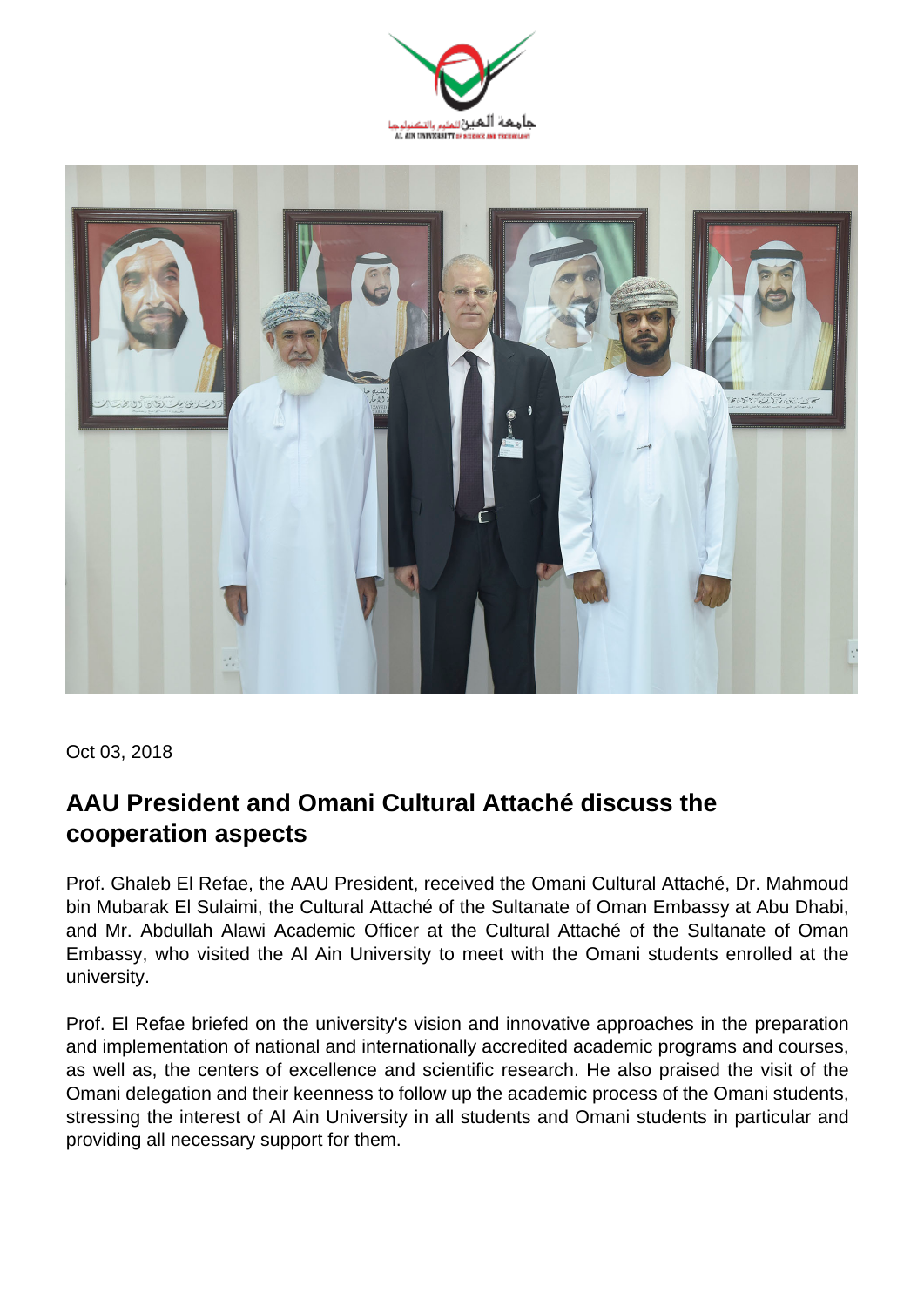Oct 03, 2018

## AAU President and Omani Cultural Attaché discuss the cooperation aspects

Prof. Ghaleb El Refae, the AAU President, received the Omani Cultural Attaché, Dr. Mahmoud bin Mubarak El Sulaimi, the Cultural Attaché of the Sultanate of Oman Embassy at Abu Dhabi, and Mr. Abdullah Alawi Academic Officer at the Cultural Attaché of the Sultanate of Oman Embassy, who visited the Al Ain University to meet with the Omani students enrolled at the university.

Prof. El Refae briefed on the university's vision and innovative approaches in the preparation and implementation of national and internationally accredited academic programs and courses, as well as, the centers of excellence and scientific research. He also praised the visit of the Omani delegation and their keenness to follow up the academic process of the Omani students, stressing the interest of Al Ain University in all students and Omani students in particular and providing all necessary support for them.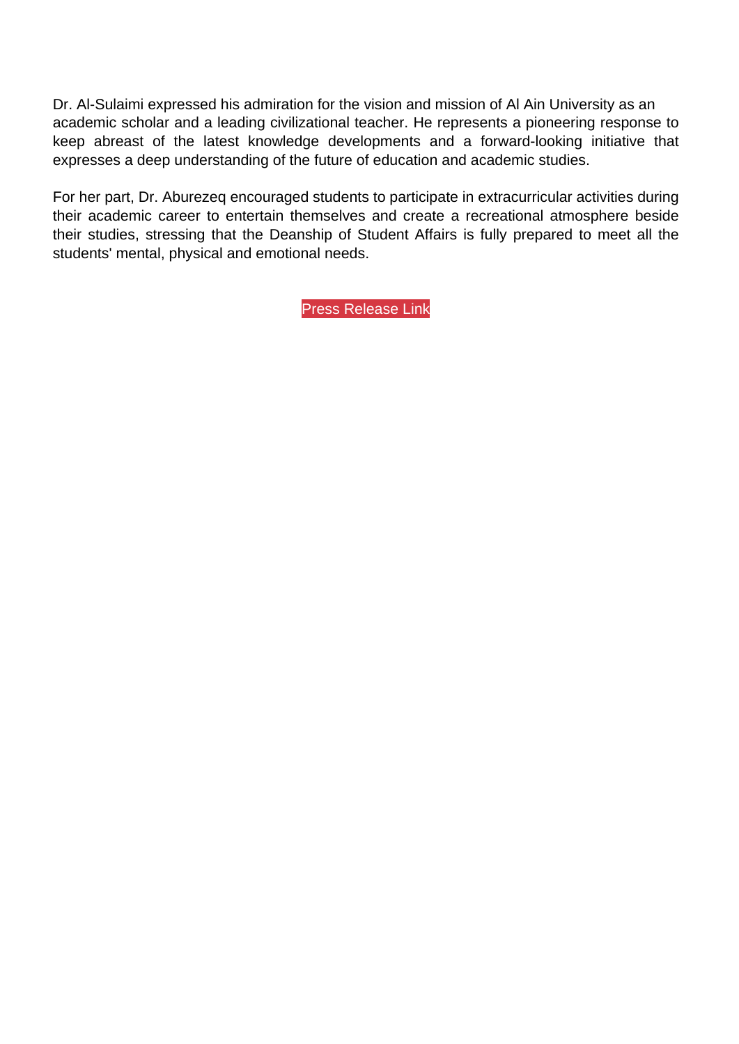Dr. Al-Sulaimi expressed his admiration for the vision and mission of Al Ain University as an academic scholar and a leading civilizational teacher. He represents a pioneering response to keep abreast of the latest knowledge developments and a forward-looking initiative that expresses a deep understanding of the future of education and academic studies.

For her part, Dr. Aburezeq encouraged students to participate in extracurricular activities during their academic career to entertain themselves and create a recreational atmosphere beside their studies, stressing that the Deanship of Student Affairs is fully prepared to meet all the students' mental, physical and emotional needs.

Press Release Link